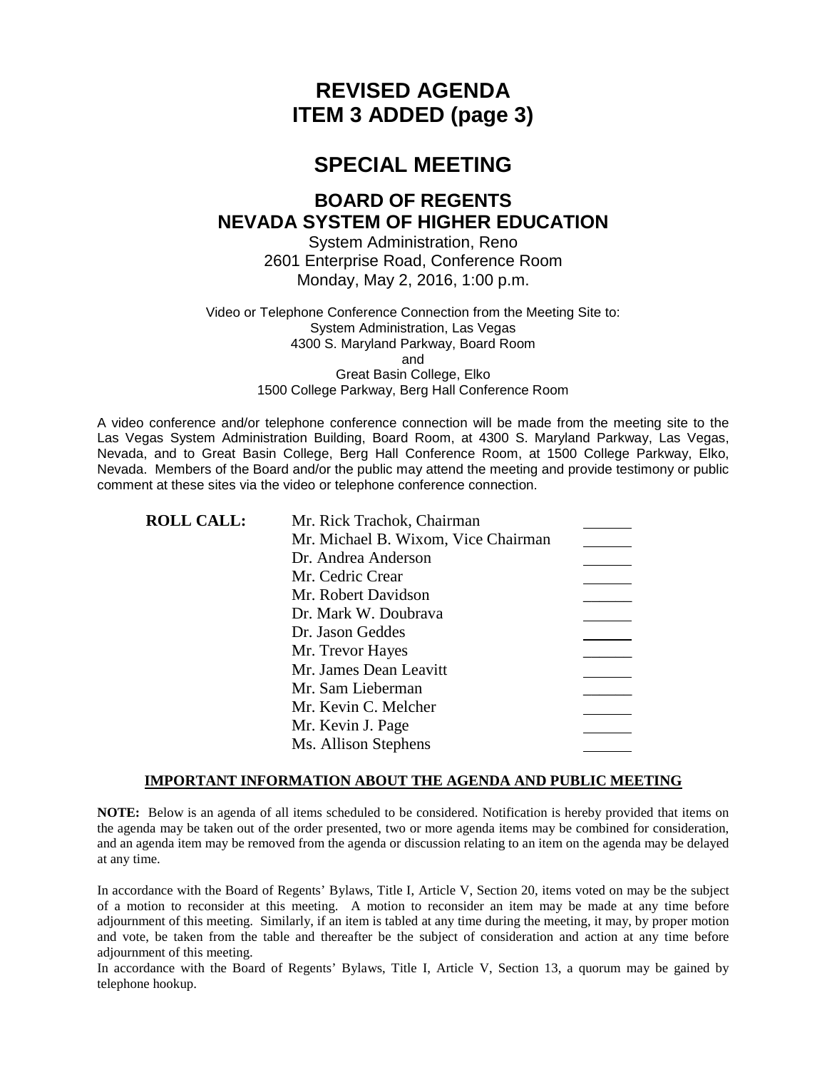# REVISED AGENDA
# ITEM 3 ADDED (page 3)

## SPECIAL MEETING

### BOARD OF REGENTS
### NEVADA SYSTEM OF HIGHER EDUCATION

System Administration, Reno
2601 Enterprise Road, Conference Room
Monday, May 2, 2016, 1:00 p.m.

Video or Telephone Conference Connection from the Meeting Site to:
System Administration, Las Vegas
4300 S. Maryland Parkway, Board Room
and
Great Basin College, Elko
1500 College Parkway, Berg Hall Conference Room

A video conference and/or telephone conference connection will be made from the meeting site to the Las Vegas System Administration Building, Board Room, at 4300 S. Maryland Parkway, Las Vegas, Nevada, and to Great Basin College, Berg Hall Conference Room, at 1500 College Parkway, Elko, Nevada. Members of the Board and/or the public may attend the meeting and provide testimony or public comment at these sites via the video or telephone conference connection.

| **ROLL CALL:** | | |
|---|---|---|
| | Mr. Rick Trachok, Chairman | ______ |
| | Mr. Michael B. Wixom, Vice Chairman | ______ |
| | Dr. Andrea Anderson | ______ |
| | Mr. Cedric Crear | ______ |
| | Mr. Robert Davidson | ______ |
| | Dr. Mark W. Doubrava | ______ |
| | Dr. Jason Geddes | ______ |
| | Mr. Trevor Hayes | ______ |
| | Mr. James Dean Leavitt | ______ |
| | Mr. Sam Lieberman | ______ |
| | Mr. Kevin C. Melcher | ______ |
| | Mr. Kevin J. Page | ______ |
| | Ms. Allison Stephens | ______ |

**IMPORTANT INFORMATION ABOUT THE AGENDA AND PUBLIC MEETING**

**NOTE:** Below is an agenda of all items scheduled to be considered. Notification is hereby provided that items on the agenda may be taken out of the order presented, two or more agenda items may be combined for consideration, and an agenda item may be removed from the agenda or discussion relating to an item on the agenda may be delayed at any time.

In accordance with the Board of Regents' Bylaws, Title I, Article V, Section 20, items voted on may be the subject of a motion to reconsider at this meeting. A motion to reconsider an item may be made at any time before adjournment of this meeting. Similarly, if an item is tabled at any time during the meeting, it may, by proper motion and vote, be taken from the table and thereafter be the subject of consideration and action at any time before adjournment of this meeting.

In accordance with the Board of Regents' Bylaws, Title I, Article V, Section 13, a quorum may be gained by telephone hookup.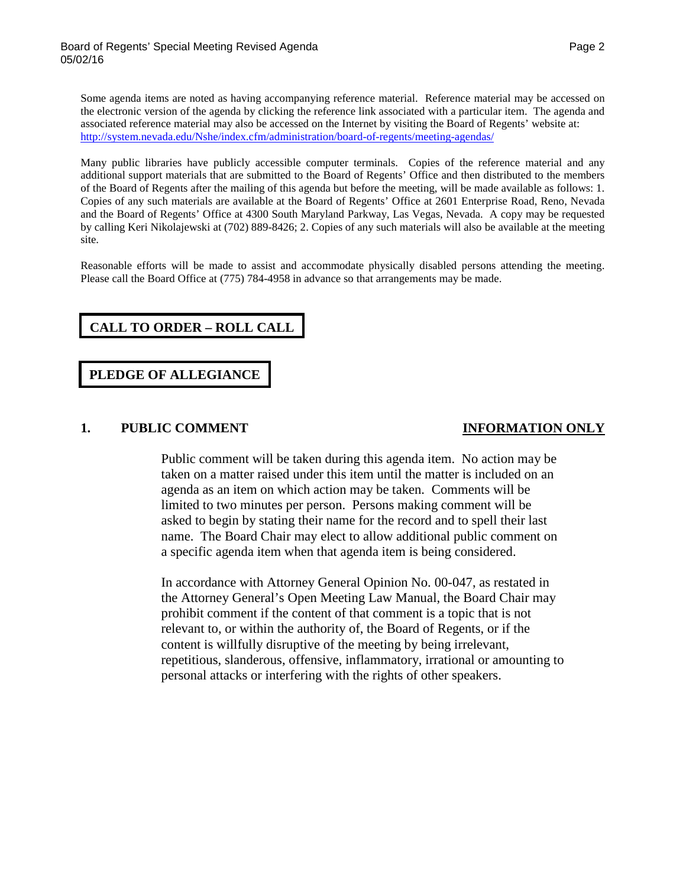Some agenda items are noted as having accompanying reference material. Reference material may be accessed on the electronic version of the agenda by clicking the reference link associated with a particular item. The agenda and associated reference material may also be accessed on the Internet by visiting the Board of Regents' website at: http://system.nevada.edu/Nshe/index.cfm/administration/board-of-regents/meeting-agendas/

Many public libraries have publicly accessible computer terminals. Copies of the reference material and any additional support materials that are submitted to the Board of Regents' Office and then distributed to the members of the Board of Regents after the mailing of this agenda but before the meeting, will be made available as follows: 1. Copies of any such materials are available at the Board of Regents' Office at 2601 Enterprise Road, Reno, Nevada and the Board of Regents' Office at 4300 South Maryland Parkway, Las Vegas, Nevada. A copy may be requested by calling Keri Nikolajewski at (702) 889-8426; 2. Copies of any such materials will also be available at the meeting site.

Reasonable efforts will be made to assist and accommodate physically disabled persons attending the meeting. Please call the Board Office at (775) 784-4958 in advance so that arrangements may be made.

## CALL TO ORDER – ROLL CALL

## PLEDGE OF ALLEGIANCE

## 1. PUBLIC COMMENT — INFORMATION ONLY

Public comment will be taken during this agenda item. No action may be taken on a matter raised under this item until the matter is included on an agenda as an item on which action may be taken. Comments will be limited to two minutes per person. Persons making comment will be asked to begin by stating their name for the record and to spell their last name. The Board Chair may elect to allow additional public comment on a specific agenda item when that agenda item is being considered.

In accordance with Attorney General Opinion No. 00-047, as restated in the Attorney General's Open Meeting Law Manual, the Board Chair may prohibit comment if the content of that comment is a topic that is not relevant to, or within the authority of, the Board of Regents, or if the content is willfully disruptive of the meeting by being irrelevant, repetitious, slanderous, offensive, inflammatory, irrational or amounting to personal attacks or interfering with the rights of other speakers.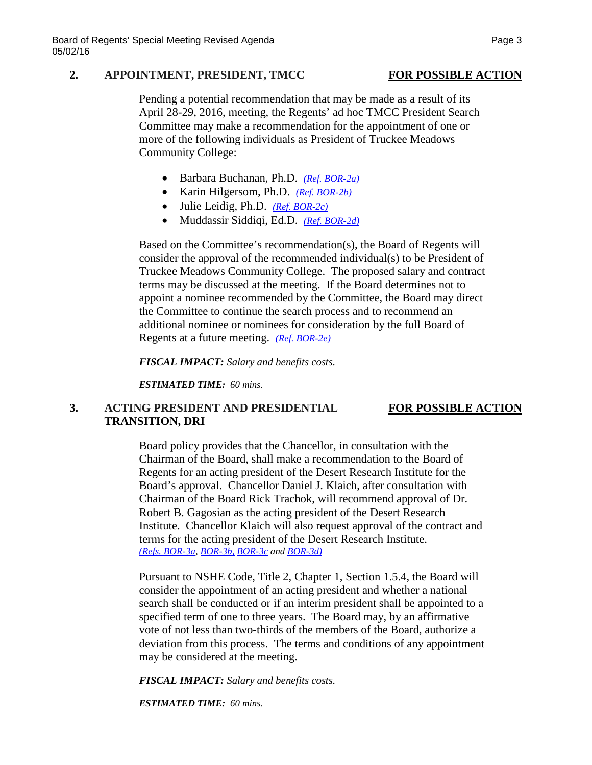## 2. APPOINTMENT, PRESIDENT, TMCC — <u>**FOR POSSIBLE ACTION**</u>

Pending a potential recommendation that may be made as a result of its April 28-29, 2016, meeting, the Regents' ad hoc TMCC President Search Committee may make a recommendation for the appointment of one or more of the following individuals as President of Truckee Meadows Community College:

- Barbara Buchanan, Ph.D. *(Ref. BOR-2a)*
- Karin Hilgersom, Ph.D. *(Ref. BOR-2b)*
- Julie Leidig, Ph.D. *(Ref. BOR-2c)*
- Muddassir Siddiqi, Ed.D. *(Ref. BOR-2d)*

Based on the Committee's recommendation(s), the Board of Regents will consider the approval of the recommended individual(s) to be President of Truckee Meadows Community College. The proposed salary and contract terms may be discussed at the meeting. If the Board determines not to appoint a nominee recommended by the Committee, the Board may direct the Committee to continue the search process and to recommend an additional nominee or nominees for consideration by the full Board of Regents at a future meeting. *(Ref. BOR-2e)*

***FISCAL IMPACT:*** *Salary and benefits costs.*

***ESTIMATED TIME:*** *60 mins.*

## 3. ACTING PRESIDENT AND PRESIDENTIAL TRANSITION, DRI — <u>**FOR POSSIBLE ACTION**</u>

Board policy provides that the Chancellor, in consultation with the Chairman of the Board, shall make a recommendation to the Board of Regents for an acting president of the Desert Research Institute for the Board's approval. Chancellor Daniel J. Klaich, after consultation with Chairman of the Board Rick Trachok, will recommend approval of Dr. Robert B. Gagosian as the acting president of the Desert Research Institute. Chancellor Klaich will also request approval of the contract and terms for the acting president of the Desert Research Institute. *(Refs. BOR-3a, BOR-3b, BOR-3c and BOR-3d)*

Pursuant to NSHE <u>Code</u>, Title 2, Chapter 1, Section 1.5.4, the Board will consider the appointment of an acting president and whether a national search shall be conducted or if an interim president shall be appointed to a specified term of one to three years. The Board may, by an affirmative vote of not less than two-thirds of the members of the Board, authorize a deviation from this process. The terms and conditions of any appointment may be considered at the meeting.

***FISCAL IMPACT:*** *Salary and benefits costs.*

***ESTIMATED TIME:*** *60 mins.*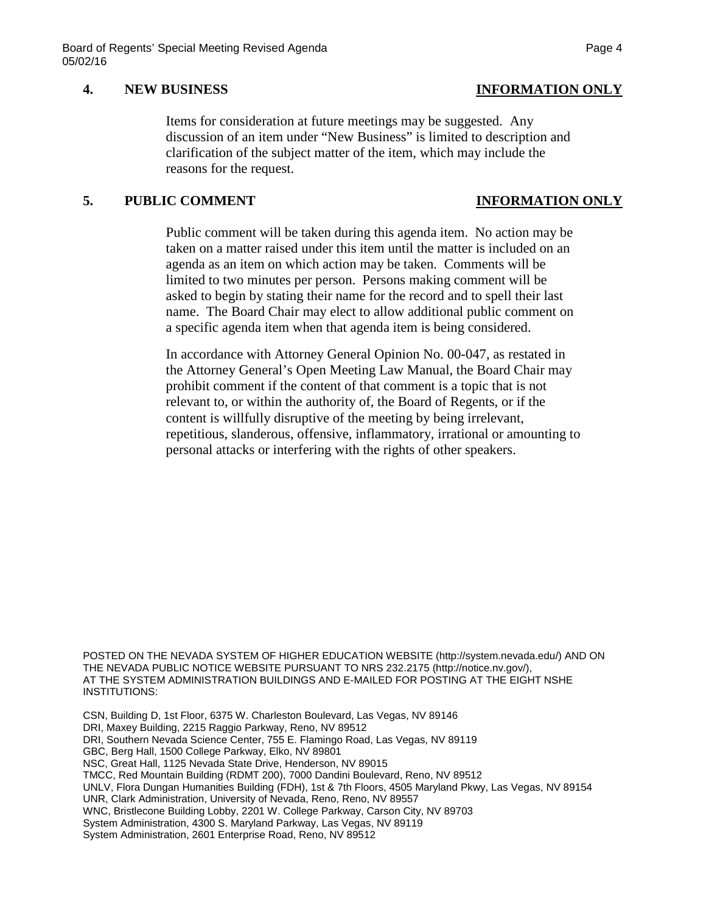**4. NEW BUSINESS** **INFORMATION ONLY**

Items for consideration at future meetings may be suggested. Any discussion of an item under "New Business" is limited to description and clarification of the subject matter of the item, which may include the reasons for the request.

**5. PUBLIC COMMENT** **INFORMATION ONLY**

Public comment will be taken during this agenda item. No action may be taken on a matter raised under this item until the matter is included on an agenda as an item on which action may be taken. Comments will be limited to two minutes per person. Persons making comment will be asked to begin by stating their name for the record and to spell their last name. The Board Chair may elect to allow additional public comment on a specific agenda item when that agenda item is being considered.

In accordance with Attorney General Opinion No. 00-047, as restated in the Attorney General's Open Meeting Law Manual, the Board Chair may prohibit comment if the content of that comment is a topic that is not relevant to, or within the authority of, the Board of Regents, or if the content is willfully disruptive of the meeting by being irrelevant, repetitious, slanderous, offensive, inflammatory, irrational or amounting to personal attacks or interfering with the rights of other speakers.

POSTED ON THE NEVADA SYSTEM OF HIGHER EDUCATION WEBSITE (http://system.nevada.edu/) AND ON THE NEVADA PUBLIC NOTICE WEBSITE PURSUANT TO NRS 232.2175 (http://notice.nv.gov/), AT THE SYSTEM ADMINISTRATION BUILDINGS AND E-MAILED FOR POSTING AT THE EIGHT NSHE INSTITUTIONS:

CSN, Building D, 1st Floor, 6375 W. Charleston Boulevard, Las Vegas, NV 89146
DRI, Maxey Building, 2215 Raggio Parkway, Reno, NV 89512
DRI, Southern Nevada Science Center, 755 E. Flamingo Road, Las Vegas, NV 89119
GBC, Berg Hall, 1500 College Parkway, Elko, NV 89801
NSC, Great Hall, 1125 Nevada State Drive, Henderson, NV 89015
TMCC, Red Mountain Building (RDMT 200), 7000 Dandini Boulevard, Reno, NV 89512
UNLV, Flora Dungan Humanities Building (FDH), 1st & 7th Floors, 4505 Maryland Pkwy, Las Vegas, NV 89154
UNR, Clark Administration, University of Nevada, Reno, Reno, NV 89557
WNC, Bristlecone Building Lobby, 2201 W. College Parkway, Carson City, NV 89703
System Administration, 4300 S. Maryland Parkway, Las Vegas, NV 89119
System Administration, 2601 Enterprise Road, Reno, NV 89512